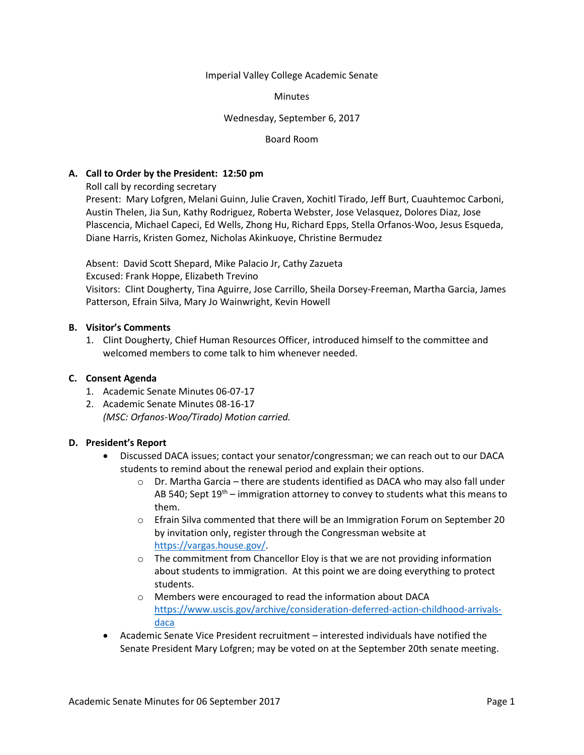Imperial Valley College Academic Senate

Minutes

Wednesday, September 6, 2017

Board Room

**A. Call to Order by the President: 12:50 pm**

Roll call by recording secretary

Present: Mary Lofgren, Melani Guinn, Julie Craven, Xochitl Tirado, Jeff Burt, Cuauhtemoc Carboni, Austin Thelen, Jia Sun, Kathy Rodriguez, Roberta Webster, Jose Velasquez, Dolores Diaz, Jose Plascencia, Michael Capeci, Ed Wells, Zhong Hu, Richard Epps, Stella Orfanos-Woo, Jesus Esqueda, Diane Harris, Kristen Gomez, Nicholas Akinkuoye, Christine Bermudez

Absent: David Scott Shepard, Mike Palacio Jr, Cathy Zazueta

Excused: Frank Hoppe, Elizabeth Trevino

Visitors: Clint Dougherty, Tina Aguirre, Jose Carrillo, Sheila Dorsey-Freeman, Martha Garcia, James Patterson, Efrain Silva, Mary Jo Wainwright, Kevin Howell

**B. Visitor's Comments**

1. Clint Dougherty, Chief Human Resources Officer, introduced himself to the committee and welcomed members to come talk to him whenever needed.

**C. Consent Agenda**

1. Academic Senate Minutes 06-07-17
2. Academic Senate Minutes 08-16-17

   *(MSC: Orfanos-Woo/Tirado) Motion carried.*

**D. President's Report**

- Discussed DACA issues; contact your senator/congressman; we can reach out to our DACA students to remind about the renewal period and explain their options.
  - Dr. Martha Garcia – there are students identified as DACA who may also fall under AB 540; Sept 19th – immigration attorney to convey to students what this means to them.
  - Efrain Silva commented that there will be an Immigration Forum on September 20 by invitation only, register through the Congressman website at https://vargas.house.gov/.
  - The commitment from Chancellor Eloy is that we are not providing information about students to immigration. At this point we are doing everything to protect students.
  - Members were encouraged to read the information about DACA https://www.uscis.gov/archive/consideration-deferred-action-childhood-arrivals-daca
- Academic Senate Vice President recruitment – interested individuals have notified the Senate President Mary Lofgren; may be voted on at the September 20th senate meeting.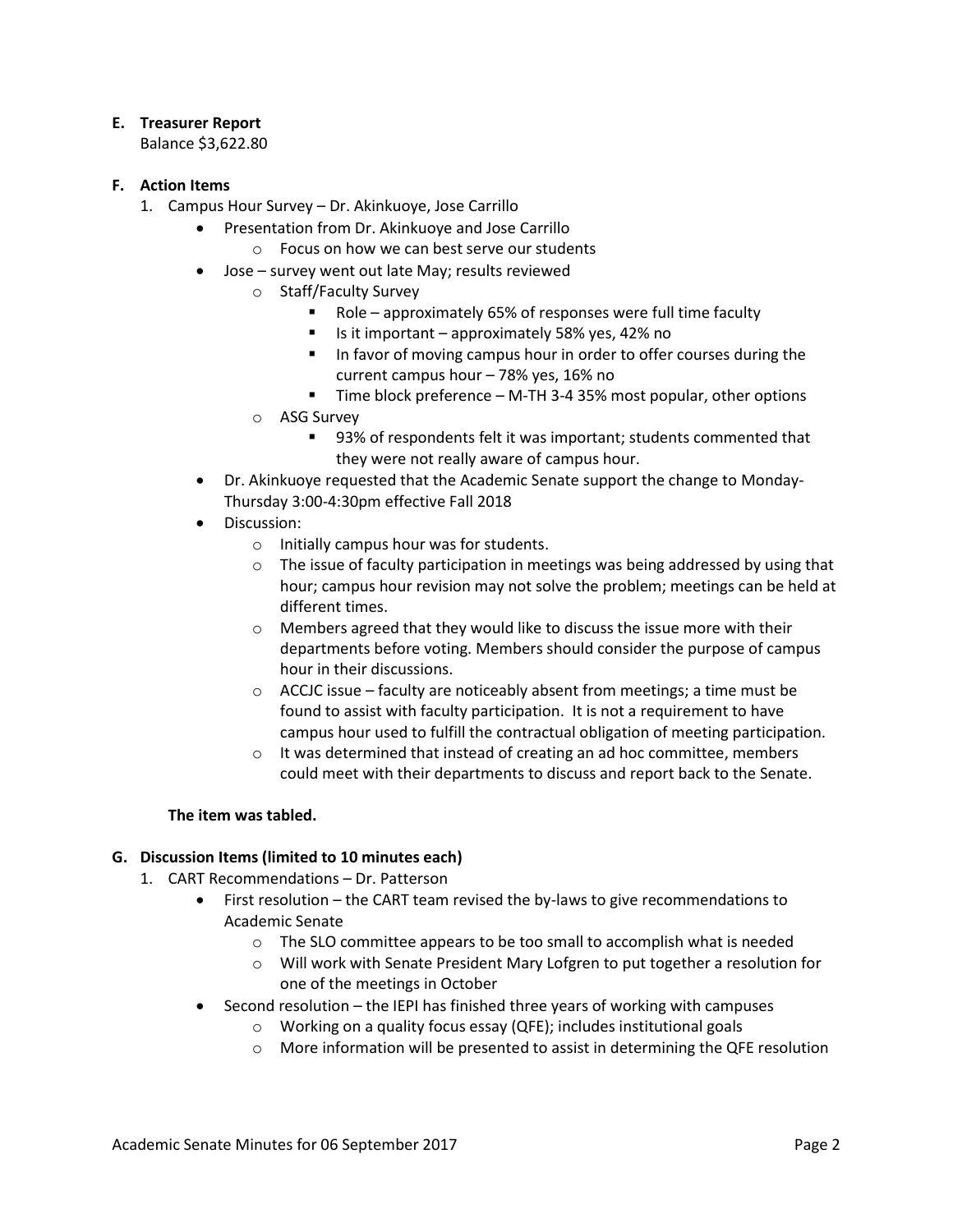**E. Treasurer Report**

Balance $3,622.80

**F. Action Items**

1. Campus Hour Survey – Dr. Akinkuoye, Jose Carrillo
    - Presentation from Dr. Akinkuoye and Jose Carrillo
        - Focus on how we can best serve our students
    - Jose – survey went out late May; results reviewed
        - Staff/Faculty Survey
            - Role – approximately 65% of responses were full time faculty
            - Is it important – approximately 58% yes, 42% no
            - In favor of moving campus hour in order to offer courses during the current campus hour – 78% yes, 16% no
            - Time block preference – M-TH 3-4 35% most popular, other options
        - ASG Survey
            - 93% of respondents felt it was important; students commented that they were not really aware of campus hour.
    - Dr. Akinkuoye requested that the Academic Senate support the change to Monday-Thursday 3:00-4:30pm effective Fall 2018
    - Discussion:
        - Initially campus hour was for students.
        - The issue of faculty participation in meetings was being addressed by using that hour; campus hour revision may not solve the problem; meetings can be held at different times.
        - Members agreed that they would like to discuss the issue more with their departments before voting. Members should consider the purpose of campus hour in their discussions.
        - ACCJC issue – faculty are noticeably absent from meetings; a time must be found to assist with faculty participation. It is not a requirement to have campus hour used to fulfill the contractual obligation of meeting participation.
        - It was determined that instead of creating an ad hoc committee, members could meet with their departments to discuss and report back to the Senate.

**The item was tabled.**

**G. Discussion Items (limited to 10 minutes each)**

1. CART Recommendations – Dr. Patterson
    - First resolution – the CART team revised the by-laws to give recommendations to Academic Senate
        - The SLO committee appears to be too small to accomplish what is needed
        - Will work with Senate President Mary Lofgren to put together a resolution for one of the meetings in October
    - Second resolution – the IEPI has finished three years of working with campuses
        - Working on a quality focus essay (QFE); includes institutional goals
        - More information will be presented to assist in determining the QFE resolution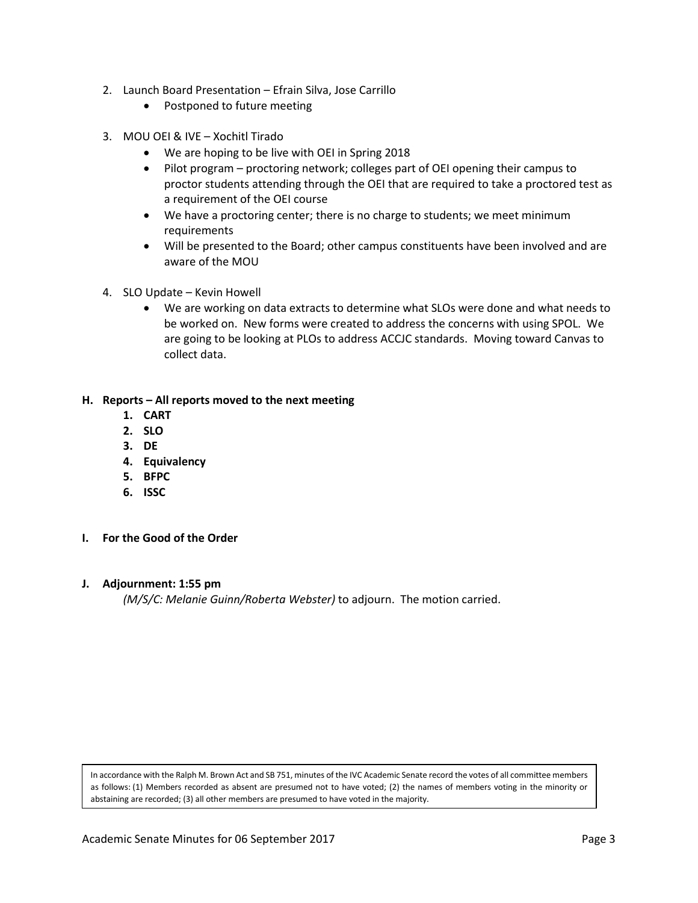2. Launch Board Presentation – Efrain Silva, Jose Carrillo
   - Postponed to future meeting

3. MOU OEI & IVE – Xochitl Tirado
   - We are hoping to be live with OEI in Spring 2018
   - Pilot program – proctoring network; colleges part of OEI opening their campus to proctor students attending through the OEI that are required to take a proctored test as a requirement of the OEI course
   - We have a proctoring center; there is no charge to students; we meet minimum requirements
   - Will be presented to the Board; other campus constituents have been involved and are aware of the MOU

4. SLO Update – Kevin Howell
   - We are working on data extracts to determine what SLOs were done and what needs to be worked on. New forms were created to address the concerns with using SPOL. We are going to be looking at PLOs to address ACCJC standards. Moving toward Canvas to collect data.

**H. Reports – All reports moved to the next meeting**

1. **CART**
2. **SLO**
3. **DE**
4. **Equivalency**
5. **BFPC**
6. **ISSC**

**I. For the Good of the Order**

**J. Adjournment: 1:55 pm**

*(M/S/C: Melanie Guinn/Roberta Webster)* to adjourn. The motion carried.

In accordance with the Ralph M. Brown Act and SB 751, minutes of the IVC Academic Senate record the votes of all committee members as follows: (1) Members recorded as absent are presumed not to have voted; (2) the names of members voting in the minority or abstaining are recorded; (3) all other members are presumed to have voted in the majority.